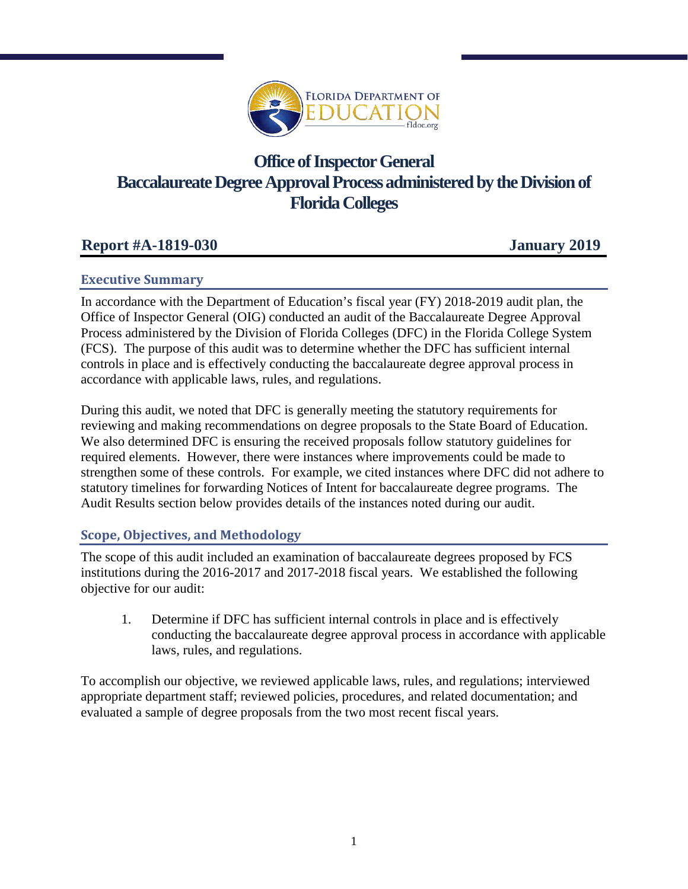# Office of Inspector General
# Baccalaureate Degree Approval Process administered by the Division of Florida Colleges

**Report #A-1819-030** **January 2019**

## Executive Summary

In accordance with the Department of Education's fiscal year (FY) 2018-2019 audit plan, the Office of Inspector General (OIG) conducted an audit of the Baccalaureate Degree Approval Process administered by the Division of Florida Colleges (DFC) in the Florida College System (FCS). The purpose of this audit was to determine whether the DFC has sufficient internal controls in place and is effectively conducting the baccalaureate degree approval process in accordance with applicable laws, rules, and regulations.

During this audit, we noted that DFC is generally meeting the statutory requirements for reviewing and making recommendations on degree proposals to the State Board of Education. We also determined DFC is ensuring the received proposals follow statutory guidelines for required elements. However, there were instances where improvements could be made to strengthen some of these controls. For example, we cited instances where DFC did not adhere to statutory timelines for forwarding Notices of Intent for baccalaureate degree programs. The Audit Results section below provides details of the instances noted during our audit.

## Scope, Objectives, and Methodology

The scope of this audit included an examination of baccalaureate degrees proposed by FCS institutions during the 2016-2017 and 2017-2018 fiscal years. We established the following objective for our audit:

1. Determine if DFC has sufficient internal controls in place and is effectively conducting the baccalaureate degree approval process in accordance with applicable laws, rules, and regulations.

To accomplish our objective, we reviewed applicable laws, rules, and regulations; interviewed appropriate department staff; reviewed policies, procedures, and related documentation; and evaluated a sample of degree proposals from the two most recent fiscal years.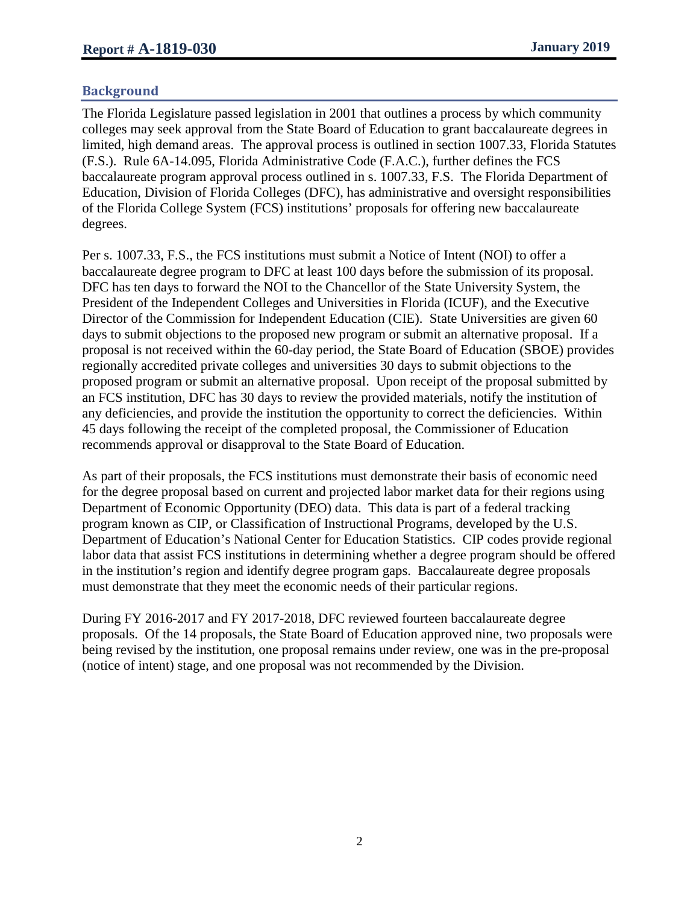## Background

The Florida Legislature passed legislation in 2001 that outlines a process by which community colleges may seek approval from the State Board of Education to grant baccalaureate degrees in limited, high demand areas. The approval process is outlined in section 1007.33, Florida Statutes (F.S.). Rule 6A-14.095, Florida Administrative Code (F.A.C.), further defines the FCS baccalaureate program approval process outlined in s. 1007.33, F.S. The Florida Department of Education, Division of Florida Colleges (DFC), has administrative and oversight responsibilities of the Florida College System (FCS) institutions' proposals for offering new baccalaureate degrees.

Per s. 1007.33, F.S., the FCS institutions must submit a Notice of Intent (NOI) to offer a baccalaureate degree program to DFC at least 100 days before the submission of its proposal. DFC has ten days to forward the NOI to the Chancellor of the State University System, the President of the Independent Colleges and Universities in Florida (ICUF), and the Executive Director of the Commission for Independent Education (CIE). State Universities are given 60 days to submit objections to the proposed new program or submit an alternative proposal. If a proposal is not received within the 60-day period, the State Board of Education (SBOE) provides regionally accredited private colleges and universities 30 days to submit objections to the proposed program or submit an alternative proposal. Upon receipt of the proposal submitted by an FCS institution, DFC has 30 days to review the provided materials, notify the institution of any deficiencies, and provide the institution the opportunity to correct the deficiencies. Within 45 days following the receipt of the completed proposal, the Commissioner of Education recommends approval or disapproval to the State Board of Education.

As part of their proposals, the FCS institutions must demonstrate their basis of economic need for the degree proposal based on current and projected labor market data for their regions using Department of Economic Opportunity (DEO) data. This data is part of a federal tracking program known as CIP, or Classification of Instructional Programs, developed by the U.S. Department of Education's National Center for Education Statistics. CIP codes provide regional labor data that assist FCS institutions in determining whether a degree program should be offered in the institution's region and identify degree program gaps. Baccalaureate degree proposals must demonstrate that they meet the economic needs of their particular regions.

During FY 2016-2017 and FY 2017-2018, DFC reviewed fourteen baccalaureate degree proposals. Of the 14 proposals, the State Board of Education approved nine, two proposals were being revised by the institution, one proposal remains under review, one was in the pre-proposal (notice of intent) stage, and one proposal was not recommended by the Division.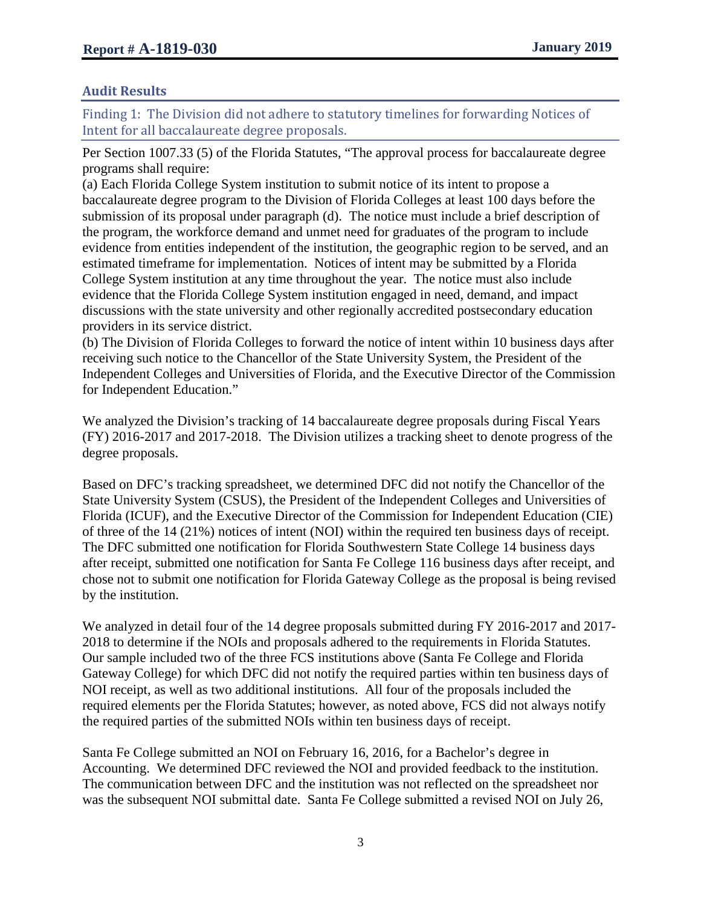## Audit Results

### Finding 1: The Division did not adhere to statutory timelines for forwarding Notices of Intent for all baccalaureate degree proposals.

Per Section 1007.33 (5) of the Florida Statutes, "The approval process for baccalaureate degree programs shall require:

(a) Each Florida College System institution to submit notice of its intent to propose a baccalaureate degree program to the Division of Florida Colleges at least 100 days before the submission of its proposal under paragraph (d). The notice must include a brief description of the program, the workforce demand and unmet need for graduates of the program to include evidence from entities independent of the institution, the geographic region to be served, and an estimated timeframe for implementation. Notices of intent may be submitted by a Florida College System institution at any time throughout the year. The notice must also include evidence that the Florida College System institution engaged in need, demand, and impact discussions with the state university and other regionally accredited postsecondary education providers in its service district.

(b) The Division of Florida Colleges to forward the notice of intent within 10 business days after receiving such notice to the Chancellor of the State University System, the President of the Independent Colleges and Universities of Florida, and the Executive Director of the Commission for Independent Education."

We analyzed the Division's tracking of 14 baccalaureate degree proposals during Fiscal Years (FY) 2016-2017 and 2017-2018. The Division utilizes a tracking sheet to denote progress of the degree proposals.

Based on DFC's tracking spreadsheet, we determined DFC did not notify the Chancellor of the State University System (CSUS), the President of the Independent Colleges and Universities of Florida (ICUF), and the Executive Director of the Commission for Independent Education (CIE) of three of the 14 (21%) notices of intent (NOI) within the required ten business days of receipt. The DFC submitted one notification for Florida Southwestern State College 14 business days after receipt, submitted one notification for Santa Fe College 116 business days after receipt, and chose not to submit one notification for Florida Gateway College as the proposal is being revised by the institution.

We analyzed in detail four of the 14 degree proposals submitted during FY 2016-2017 and 2017-2018 to determine if the NOIs and proposals adhered to the requirements in Florida Statutes. Our sample included two of the three FCS institutions above (Santa Fe College and Florida Gateway College) for which DFC did not notify the required parties within ten business days of NOI receipt, as well as two additional institutions. All four of the proposals included the required elements per the Florida Statutes; however, as noted above, FCS did not always notify the required parties of the submitted NOIs within ten business days of receipt.

Santa Fe College submitted an NOI on February 16, 2016, for a Bachelor's degree in Accounting. We determined DFC reviewed the NOI and provided feedback to the institution. The communication between DFC and the institution was not reflected on the spreadsheet nor was the subsequent NOI submittal date. Santa Fe College submitted a revised NOI on July 26,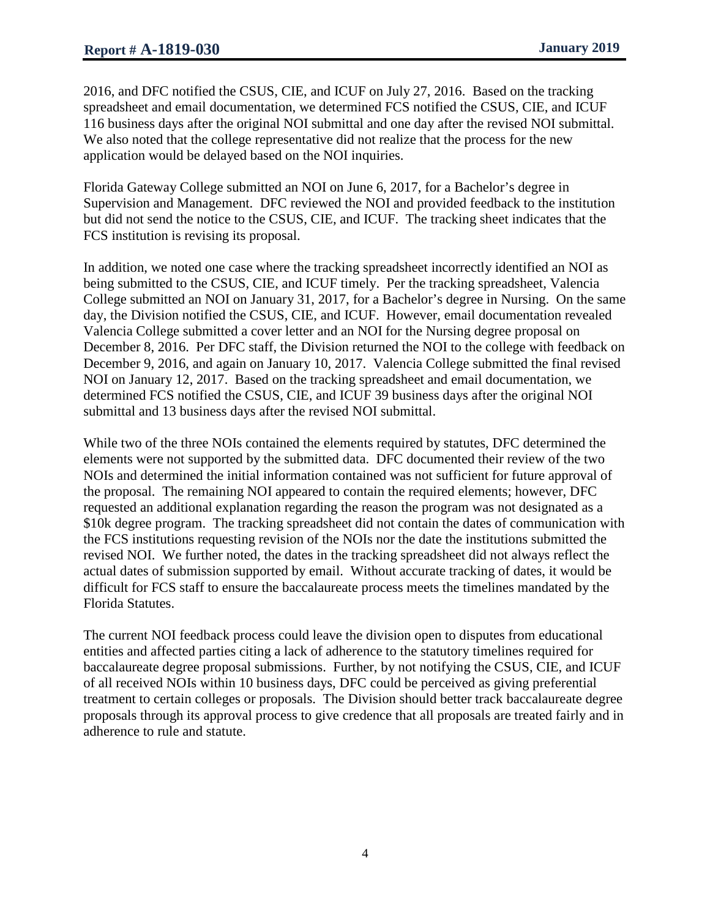2016, and DFC notified the CSUS, CIE, and ICUF on July 27, 2016. Based on the tracking spreadsheet and email documentation, we determined FCS notified the CSUS, CIE, and ICUF 116 business days after the original NOI submittal and one day after the revised NOI submittal. We also noted that the college representative did not realize that the process for the new application would be delayed based on the NOI inquiries.

Florida Gateway College submitted an NOI on June 6, 2017, for a Bachelor's degree in Supervision and Management. DFC reviewed the NOI and provided feedback to the institution but did not send the notice to the CSUS, CIE, and ICUF. The tracking sheet indicates that the FCS institution is revising its proposal.

In addition, we noted one case where the tracking spreadsheet incorrectly identified an NOI as being submitted to the CSUS, CIE, and ICUF timely. Per the tracking spreadsheet, Valencia College submitted an NOI on January 31, 2017, for a Bachelor's degree in Nursing. On the same day, the Division notified the CSUS, CIE, and ICUF. However, email documentation revealed Valencia College submitted a cover letter and an NOI for the Nursing degree proposal on December 8, 2016. Per DFC staff, the Division returned the NOI to the college with feedback on December 9, 2016, and again on January 10, 2017. Valencia College submitted the final revised NOI on January 12, 2017. Based on the tracking spreadsheet and email documentation, we determined FCS notified the CSUS, CIE, and ICUF 39 business days after the original NOI submittal and 13 business days after the revised NOI submittal.

While two of the three NOIs contained the elements required by statutes, DFC determined the elements were not supported by the submitted data. DFC documented their review of the two NOIs and determined the initial information contained was not sufficient for future approval of the proposal. The remaining NOI appeared to contain the required elements; however, DFC requested an additional explanation regarding the reason the program was not designated as a $10k degree program. The tracking spreadsheet did not contain the dates of communication with the FCS institutions requesting revision of the NOIs nor the date the institutions submitted the revised NOI. We further noted, the dates in the tracking spreadsheet did not always reflect the actual dates of submission supported by email. Without accurate tracking of dates, it would be difficult for FCS staff to ensure the baccalaureate process meets the timelines mandated by the Florida Statutes.

The current NOI feedback process could leave the division open to disputes from educational entities and affected parties citing a lack of adherence to the statutory timelines required for baccalaureate degree proposal submissions. Further, by not notifying the CSUS, CIE, and ICUF of all received NOIs within 10 business days, DFC could be perceived as giving preferential treatment to certain colleges or proposals. The Division should better track baccalaureate degree proposals through its approval process to give credence that all proposals are treated fairly and in adherence to rule and statute.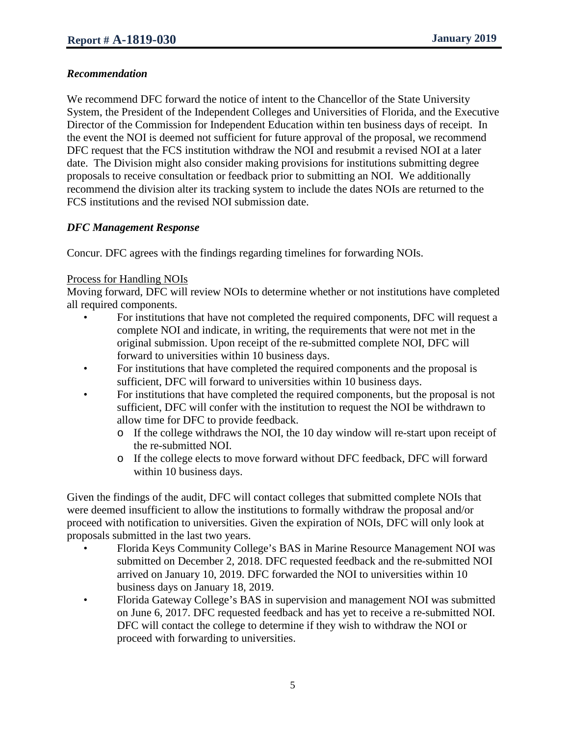### *Recommendation*

We recommend DFC forward the notice of intent to the Chancellor of the State University System, the President of the Independent Colleges and Universities of Florida, and the Executive Director of the Commission for Independent Education within ten business days of receipt. In the event the NOI is deemed not sufficient for future approval of the proposal, we recommend DFC request that the FCS institution withdraw the NOI and resubmit a revised NOI at a later date. The Division might also consider making provisions for institutions submitting degree proposals to receive consultation or feedback prior to submitting an NOI. We additionally recommend the division alter its tracking system to include the dates NOIs are returned to the FCS institutions and the revised NOI submission date.

### *DFC Management Response*

Concur. DFC agrees with the findings regarding timelines for forwarding NOIs.

<u>Process for Handling NOIs</u>

Moving forward, DFC will review NOIs to determine whether or not institutions have completed all required components.

- For institutions that have not completed the required components, DFC will request a complete NOI and indicate, in writing, the requirements that were not met in the original submission. Upon receipt of the re-submitted complete NOI, DFC will forward to universities within 10 business days.
- For institutions that have completed the required components and the proposal is sufficient, DFC will forward to universities within 10 business days.
- For institutions that have completed the required components, but the proposal is not sufficient, DFC will confer with the institution to request the NOI be withdrawn to allow time for DFC to provide feedback.
  - If the college withdraws the NOI, the 10 day window will re-start upon receipt of the re-submitted NOI.
  - If the college elects to move forward without DFC feedback, DFC will forward within 10 business days.

Given the findings of the audit, DFC will contact colleges that submitted complete NOIs that were deemed insufficient to allow the institutions to formally withdraw the proposal and/or proceed with notification to universities. Given the expiration of NOIs, DFC will only look at proposals submitted in the last two years.

- Florida Keys Community College's BAS in Marine Resource Management NOI was submitted on December 2, 2018. DFC requested feedback and the re-submitted NOI arrived on January 10, 2019. DFC forwarded the NOI to universities within 10 business days on January 18, 2019.
- Florida Gateway College's BAS in supervision and management NOI was submitted on June 6, 2017. DFC requested feedback and has yet to receive a re-submitted NOI. DFC will contact the college to determine if they wish to withdraw the NOI or proceed with forwarding to universities.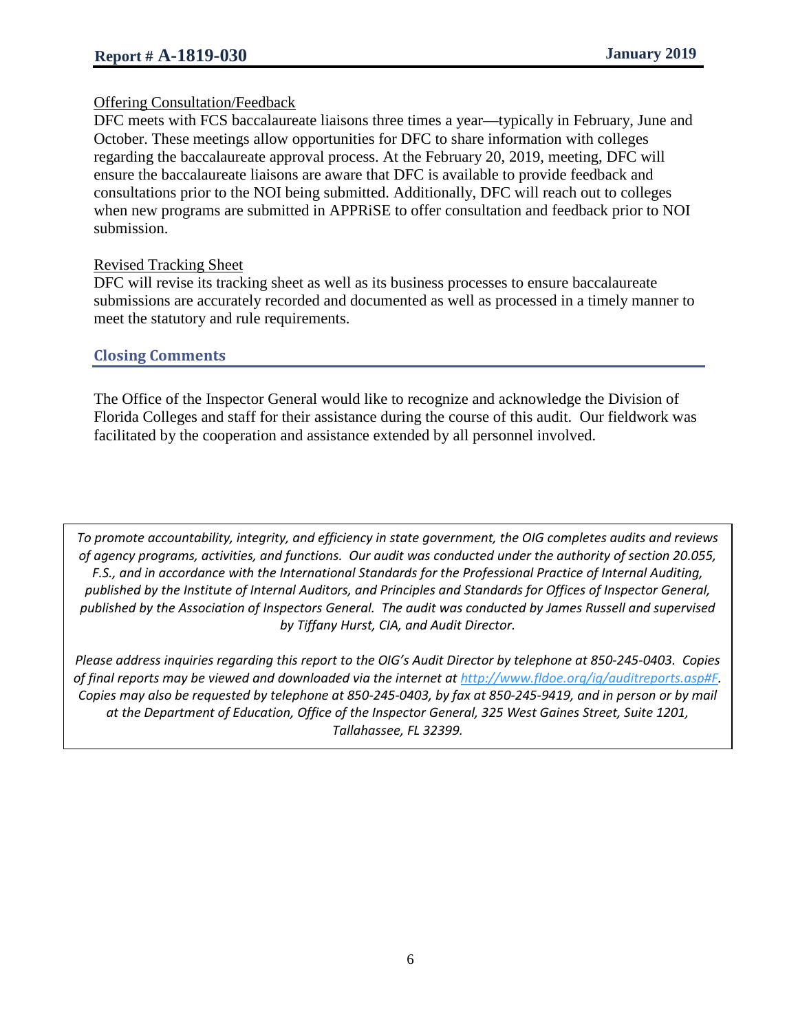Offering Consultation/Feedback

DFC meets with FCS baccalaureate liaisons three times a year—typically in February, June and October. These meetings allow opportunities for DFC to share information with colleges regarding the baccalaureate approval process. At the February 20, 2019, meeting, DFC will ensure the baccalaureate liaisons are aware that DFC is available to provide feedback and consultations prior to the NOI being submitted. Additionally, DFC will reach out to colleges when new programs are submitted in APPRiSE to offer consultation and feedback prior to NOI submission.

Revised Tracking Sheet

DFC will revise its tracking sheet as well as its business processes to ensure baccalaureate submissions are accurately recorded and documented as well as processed in a timely manner to meet the statutory and rule requirements.

## Closing Comments

The Office of the Inspector General would like to recognize and acknowledge the Division of Florida Colleges and staff for their assistance during the course of this audit. Our fieldwork was facilitated by the cooperation and assistance extended by all personnel involved.

*To promote accountability, integrity, and efficiency in state government, the OIG completes audits and reviews of agency programs, activities, and functions. Our audit was conducted under the authority of section 20.055, F.S., and in accordance with the International Standards for the Professional Practice of Internal Auditing, published by the Institute of Internal Auditors, and Principles and Standards for Offices of Inspector General, published by the Association of Inspectors General. The audit was conducted by James Russell and supervised by Tiffany Hurst, CIA, and Audit Director.*

*Please address inquiries regarding this report to the OIG's Audit Director by telephone at 850-245-0403. Copies of final reports may be viewed and downloaded via the internet at http://www.fldoe.org/ig/auditreports.asp#F. Copies may also be requested by telephone at 850-245-0403, by fax at 850-245-9419, and in person or by mail at the Department of Education, Office of the Inspector General, 325 West Gaines Street, Suite 1201, Tallahassee, FL 32399.*